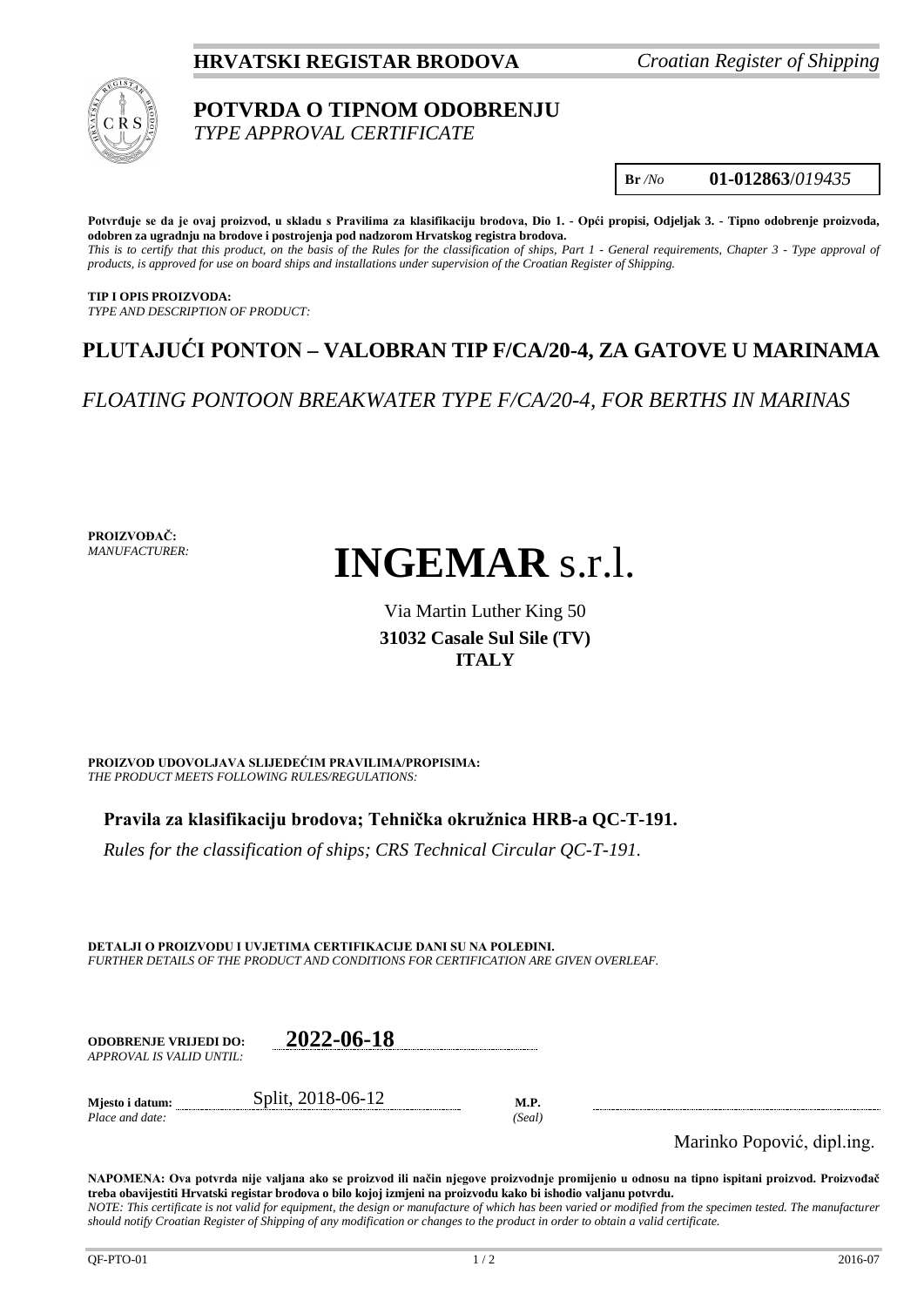**HRVATSKI REGISTAR BRODOVA** *Croatian Register of Shipping*

# POTVRDA O TIPNOM ODOBRENJU
*TYPE APPROVAL CERTIFICATE*

**Br** */No* **01-012863**/*019435*

**Potvrđuje se da je ovaj proizvod, u skladu s Pravilima za klasifikaciju brodova, Dio 1. - Opći propisi, Odjeljak 3. - Tipno odobrenje proizvoda, odobren za ugradnju na brodove i postrojenja pod nadzorom Hrvatskog registra brodova.**
*This is to certify that this product, on the basis of the Rules for the classification of ships, Part 1 - General requirements, Chapter 3 - Type approval of products, is approved for use on board ships and installations under supervision of the Croatian Register of Shipping.*

**TIP I OPIS PROIZVODA:**
*TYPE AND DESCRIPTION OF PRODUCT:*

## PLUTAJUĆI PONTON – VALOBRAN TIP F/CA/20-4, ZA GATOVE U MARINAMA

*FLOATING PONTOON BREAKWATER TYPE F/CA/20-4, FOR BERTHS IN MARINAS*

**PROIZVOĐAČ:**
*MANUFACTURER:*

# INGEMAR s.r.l.

Via Martin Luther King 50
**31032 Casale Sul Sile (TV)**
**ITALY**

**PROIZVOD UDOVOLJAVA SLIJEDEĆIM PRAVILIMA/PROPISIMA:**
*THE PRODUCT MEETS FOLLOWING RULES/REGULATIONS:*

**Pravila za klasifikaciju brodova; Tehnička okružnica HRB-a QC-T-191.**

*Rules for the classification of ships; CRS Technical Circular QC-T-191.*

**DETALJI O PROIZVODU I UVJETIMA CERTIFIKACIJE DANI SU NA POLEĐINI.**
*FURTHER DETAILS OF THE PRODUCT AND CONDITIONS FOR CERTIFICATION ARE GIVEN OVERLEAF.*

**ODOBRENJE VRIJEDI DO:** **2022-06-18**
*APPROVAL IS VALID UNTIL:*

**Mjesto i datum:** Split, 2018-06-12 **M.P.**
*Place and date:* *(Seal)*

Marinko Popović, dipl.ing.

**NAPOMENA: Ova potvrda nije valjana ako se proizvod ili način njegove proizvodnje promijenio u odnosu na tipno ispitani proizvod. Proizvođač treba obavijestiti Hrvatski registar brodova o bilo kojoj izmjeni na proizvodu kako bi ishodio valjanu potvrdu.**
*NOTE: This certificate is not valid for equipment, the design or manufacture of which has been varied or modified from the specimen tested. The manufacturer should notify Croatian Register of Shipping of any modification or changes to the product in order to obtain a valid certificate.*

QF-PTO-01 2016-07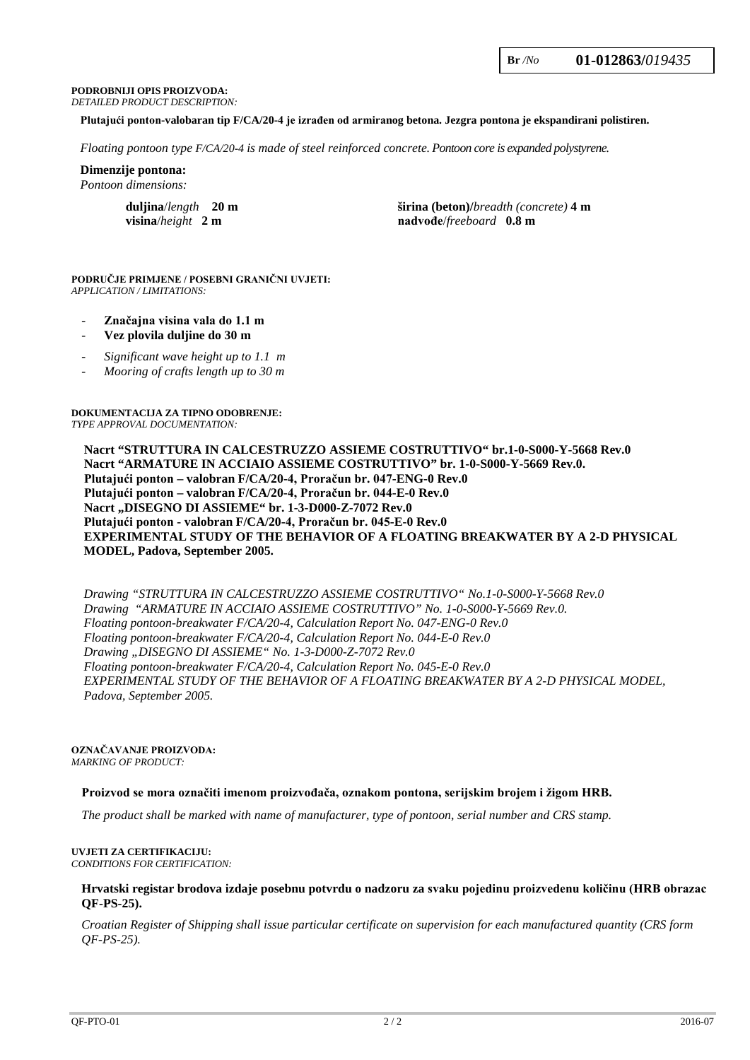**Br** */No* **01-012863/***019435*

**PODROBNIJI OPIS PROIZVODA:**
*DETAILED PRODUCT DESCRIPTION:*

**Plutajući ponton-valobaran tip F/CA/20-4 je izrađen od armiranog betona. Jezgra pontona je ekspandirani polistiren.**

*Floating pontoon type F/CA/20-4 is made of steel reinforced concrete. Pontoon core is expanded polystyrene.*

**Dimenzije pontona:**
*Pontoon dimensions:*

**duljina**/*length* **20 m**
**visina**/*height* **2 m**
**širina (beton)/***breadth (concrete)* **4 m**
**nadvođe**/*freeboard* **0.8 m**

**PODRUČJE PRIMJENE / POSEBNI GRANIČNI UVJETI:**
*APPLICATION / LIMITATIONS:*

- **Značajna visina vala do 1.1 m**
- **Vez plovila duljine do 30 m**

- *Significant wave height up to 1.1 m*
- *Mooring of crafts length up to 30 m*

**DOKUMENTACIJA ZA TIPNO ODOBRENJE:**
*TYPE APPROVAL DOCUMENTATION:*

**Nacrt "STRUTTURA IN CALCESTRUZZO ASSIEME COSTRUTTIVO" br.1-0-S000-Y-5668 Rev.0**
**Nacrt "ARMATURE IN ACCIAIO ASSIEME COSTRUTTIVO" br. 1-0-S000-Y-5669 Rev.0.**
**Plutajući ponton – valobran F/CA/20-4, Proračun br. 047-ENG-0 Rev.0**
**Plutajući ponton – valobran F/CA/20-4, Proračun br. 044-E-0 Rev.0**
**Nacrt „DISEGNO DI ASSIEME" br. 1-3-D000-Z-7072 Rev.0**
**Plutajući ponton - valobran F/CA/20-4, Proračun br. 045-E-0 Rev.0**
**EXPERIMENTAL STUDY OF THE BEHAVIOR OF A FLOATING BREAKWATER BY A 2-D PHYSICAL MODEL, Padova, September 2005.**

*Drawing "STRUTTURA IN CALCESTRUZZO ASSIEME COSTRUTTIVO" No.1-0-S000-Y-5668 Rev.0*
*Drawing "ARMATURE IN ACCIAIO ASSIEME COSTRUTTIVO" No. 1-0-S000-Y-5669 Rev.0.*
*Floating pontoon-breakwater F/CA/20-4, Calculation Report No. 047-ENG-0 Rev.0*
*Floating pontoon-breakwater F/CA/20-4, Calculation Report No. 044-E-0 Rev.0*
*Drawing „DISEGNO DI ASSIEME" No. 1-3-D000-Z-7072 Rev.0*
*Floating pontoon-breakwater F/CA/20-4, Calculation Report No. 045-E-0 Rev.0*
*EXPERIMENTAL STUDY OF THE BEHAVIOR OF A FLOATING BREAKWATER BY A 2-D PHYSICAL MODEL, Padova, September 2005.*

**OZNAČAVANJE PROIZVODA:**
*MARKING OF PRODUCT:*

**Proizvod se mora označiti imenom proizvođača, oznakom pontona, serijskim brojem i žigom HRB.**

*The product shall be marked with name of manufacturer, type of pontoon, serial number and CRS stamp.*

**UVJETI ZA CERTIFIKACIJU:**
*CONDITIONS FOR CERTIFICATION:*

**Hrvatski registar brodova izdaje posebnu potvrdu o nadzoru za svaku pojedinu proizvedenu količinu (HRB obrazac QF-PS-25).**

*Croatian Register of Shipping shall issue particular certificate on supervision for each manufactured quantity (CRS form QF-PS-25).*